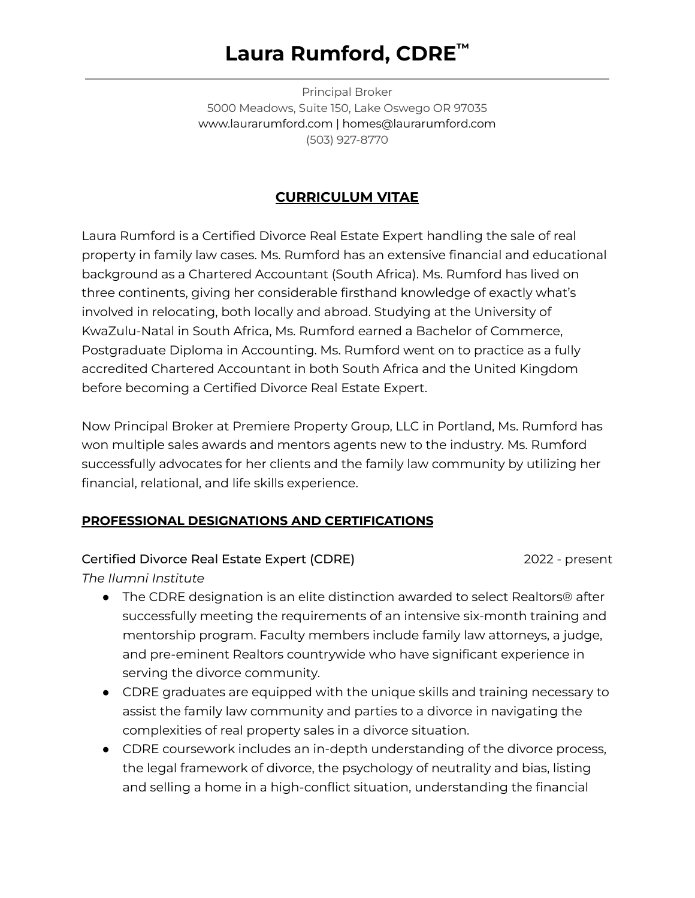# Laura Rumford, CDRE™

Principal Broker
5000 Meadows, Suite 150, Lake Oswego OR 97035
www.laurarumford.com | homes@laurarumford.com
(503) 927-8770

## CURRICULUM VITAE

Laura Rumford is a Certified Divorce Real Estate Expert handling the sale of real property in family law cases. Ms. Rumford has an extensive financial and educational background as a Chartered Accountant (South Africa). Ms. Rumford has lived on three continents, giving her considerable firsthand knowledge of exactly what's involved in relocating, both locally and abroad. Studying at the University of KwaZulu-Natal in South Africa, Ms. Rumford earned a Bachelor of Commerce, Postgraduate Diploma in Accounting. Ms. Rumford went on to practice as a fully accredited Chartered Accountant in both South Africa and the United Kingdom before becoming a Certified Divorce Real Estate Expert.

Now Principal Broker at Premiere Property Group, LLC in Portland, Ms. Rumford has won multiple sales awards and mentors agents new to the industry. Ms. Rumford successfully advocates for her clients and the family law community by utilizing her financial, relational, and life skills experience.

## PROFESSIONAL DESIGNATIONS AND CERTIFICATIONS

Certified Divorce Real Estate Expert (CDRE) 2022 - present
*The Ilumni Institute*

- The CDRE designation is an elite distinction awarded to select Realtors® after successfully meeting the requirements of an intensive six-month training and mentorship program. Faculty members include family law attorneys, a judge, and pre-eminent Realtors countrywide who have significant experience in serving the divorce community.
- CDRE graduates are equipped with the unique skills and training necessary to assist the family law community and parties to a divorce in navigating the complexities of real property sales in a divorce situation.
- CDRE coursework includes an in-depth understanding of the divorce process, the legal framework of divorce, the psychology of neutrality and bias, listing and selling a home in a high-conflict situation, understanding the financial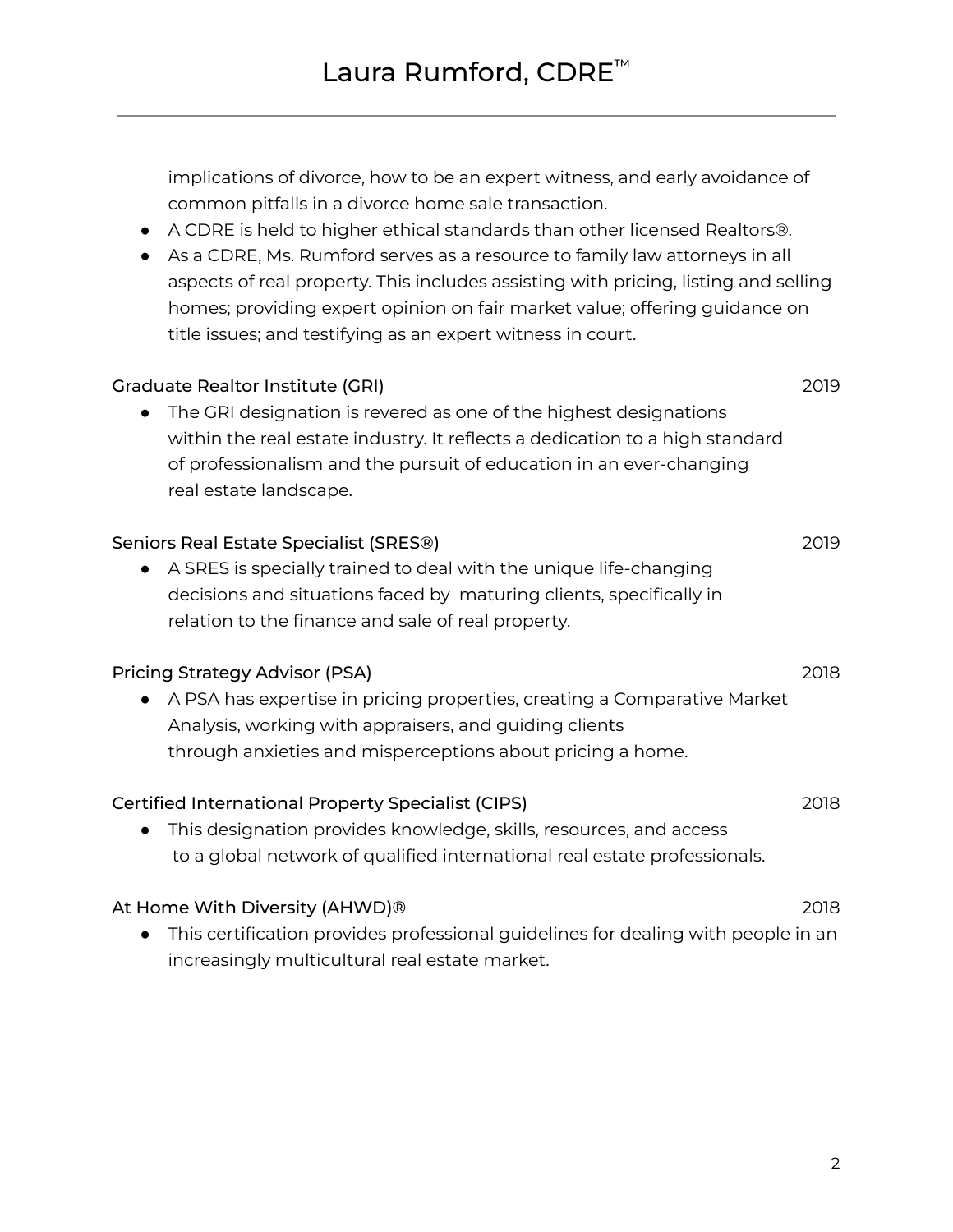implications of divorce, how to be an expert witness, and early avoidance of common pitfalls in a divorce home sale transaction.
- A CDRE is held to higher ethical standards than other licensed Realtors®.
- As a CDRE, Ms. Rumford serves as a resource to family law attorneys in all aspects of real property. This includes assisting with pricing, listing and selling homes; providing expert opinion on fair market value; offering guidance on title issues; and testifying as an expert witness in court.

**Graduate Realtor Institute (GRI)** 2019

- The GRI designation is revered as one of the highest designations within the real estate industry. It reflects a dedication to a high standard of professionalism and the pursuit of education in an ever-changing real estate landscape.

**Seniors Real Estate Specialist (SRES®)** 2019

- A SRES is specially trained to deal with the unique life-changing decisions and situations faced by maturing clients, specifically in relation to the finance and sale of real property.

**Pricing Strategy Advisor (PSA)** 2018

- A PSA has expertise in pricing properties, creating a Comparative Market Analysis, working with appraisers, and guiding clients through anxieties and misperceptions about pricing a home.

**Certified International Property Specialist (CIPS)** 2018

- This designation provides knowledge, skills, resources, and access to a global network of qualified international real estate professionals.

**At Home With Diversity (AHWD)®** 2018

- This certification provides professional guidelines for dealing with people in an increasingly multicultural real estate market.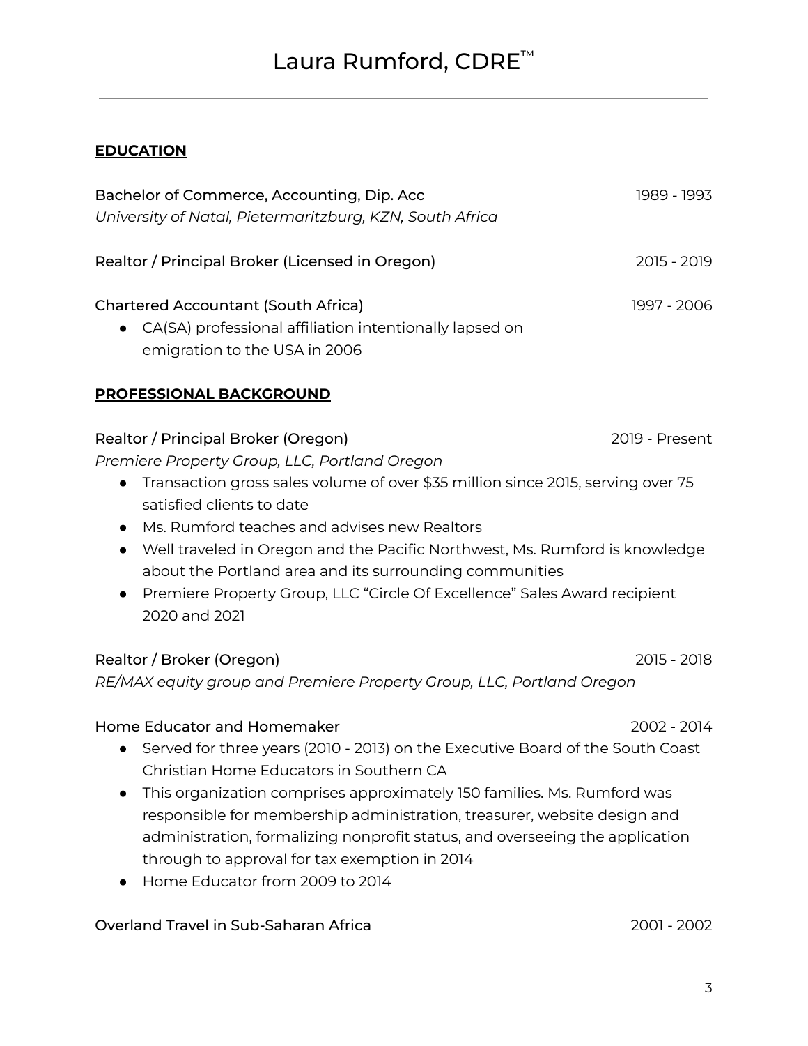# Laura Rumford, CDRE™

---

## EDUCATION

**Bachelor of Commerce, Accounting, Dip. Acc** — 1989 - 1993
*University of Natal, Pietermaritzburg, KZN, South Africa*

**Realtor / Principal Broker (Licensed in Oregon)** — 2015 - 2019

**Chartered Accountant (South Africa)** — 1997 - 2006

- CA(SA) professional affiliation intentionally lapsed on emigration to the USA in 2006

## PROFESSIONAL BACKGROUND

**Realtor / Principal Broker (Oregon)** — 2019 - Present
*Premiere Property Group, LLC, Portland Oregon*

- Transaction gross sales volume of over $35 million since 2015, serving over 75 satisfied clients to date
- Ms. Rumford teaches and advises new Realtors
- Well traveled in Oregon and the Pacific Northwest, Ms. Rumford is knowledge about the Portland area and its surrounding communities
- Premiere Property Group, LLC "Circle Of Excellence" Sales Award recipient 2020 and 2021

**Realtor / Broker (Oregon)** — 2015 - 2018
*RE/MAX equity group and Premiere Property Group, LLC, Portland Oregon*

**Home Educator and Homemaker** — 2002 - 2014

- Served for three years (2010 - 2013) on the Executive Board of the South Coast Christian Home Educators in Southern CA
- This organization comprises approximately 150 families. Ms. Rumford was responsible for membership administration, treasurer, website design and administration, formalizing nonprofit status, and overseeing the application through to approval for tax exemption in 2014
- Home Educator from 2009 to 2014

**Overland Travel in Sub-Saharan Africa** — 2001 - 2002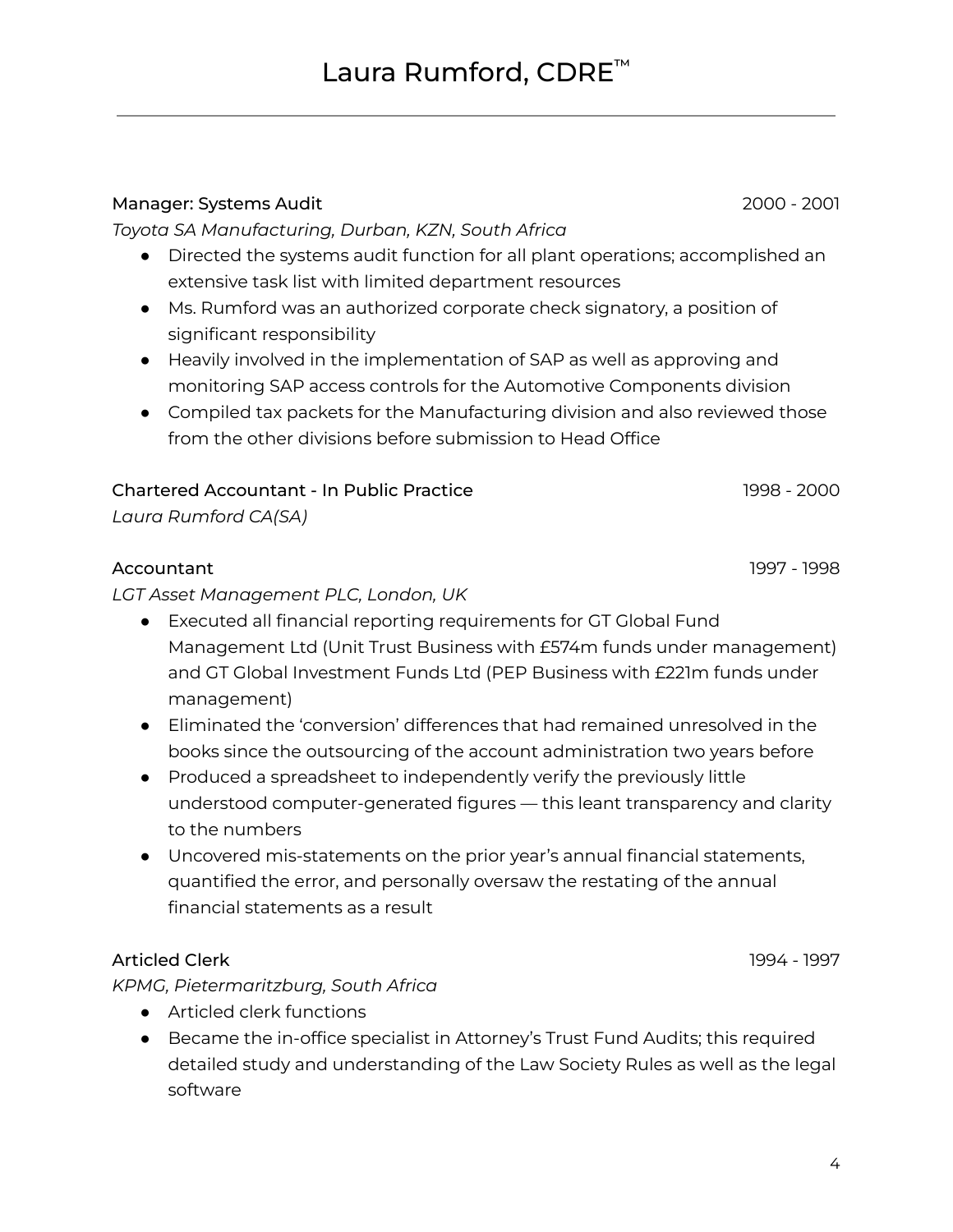# Laura Rumford, CDRE™

**Manager: Systems Audit** 2000 - 2001

*Toyota SA Manufacturing, Durban, KZN, South Africa*

- Directed the systems audit function for all plant operations; accomplished an extensive task list with limited department resources
- Ms. Rumford was an authorized corporate check signatory, a position of significant responsibility
- Heavily involved in the implementation of SAP as well as approving and monitoring SAP access controls for the Automotive Components division
- Compiled tax packets for the Manufacturing division and also reviewed those from the other divisions before submission to Head Office

**Chartered Accountant - In Public Practice** 1998 - 2000

*Laura Rumford CA(SA)*

**Accountant** 1997 - 1998

*LGT Asset Management PLC, London, UK*

- Executed all financial reporting requirements for GT Global Fund Management Ltd (Unit Trust Business with £574m funds under management) and GT Global Investment Funds Ltd (PEP Business with £221m funds under management)
- Eliminated the 'conversion' differences that had remained unresolved in the books since the outsourcing of the account administration two years before
- Produced a spreadsheet to independently verify the previously little understood computer-generated figures — this leant transparency and clarity to the numbers
- Uncovered mis-statements on the prior year's annual financial statements, quantified the error, and personally oversaw the restating of the annual financial statements as a result

**Articled Clerk** 1994 - 1997

*KPMG, Pietermaritzburg, South Africa*

- Articled clerk functions
- Became the in-office specialist in Attorney's Trust Fund Audits; this required detailed study and understanding of the Law Society Rules as well as the legal software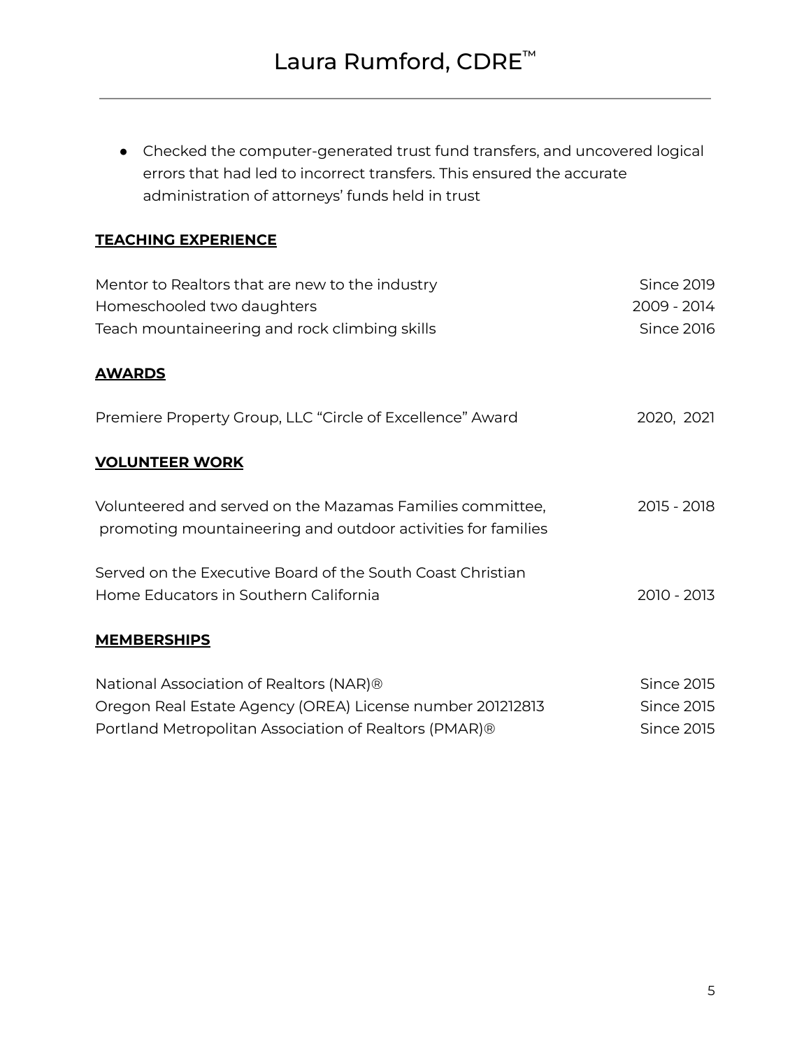- Checked the computer-generated trust fund transfers, and uncovered logical errors that had led to incorrect transfers. This ensured the accurate administration of attorneys' funds held in trust

## TEACHING EXPERIENCE

| | |
|---|---|
| Mentor to Realtors that are new to the industry | Since 2019 |
| Homeschooled two daughters | 2009 - 2014 |
| Teach mountaineering and rock climbing skills | Since 2016 |

## AWARDS

| | |
|---|---|
| Premiere Property Group, LLC "Circle of Excellence" Award | 2020, 2021 |

## VOLUNTEER WORK

| | |
|---|---|
| Volunteered and served on the Mazamas Families committee, promoting mountaineering and outdoor activities for families | 2015 - 2018 |
| Served on the Executive Board of the South Coast Christian Home Educators in Southern California | 2010 - 2013 |

## MEMBERSHIPS

| | |
|---|---|
| National Association of Realtors (NAR)® | Since 2015 |
| Oregon Real Estate Agency (OREA) License number 201212813 | Since 2015 |
| Portland Metropolitan Association of Realtors (PMAR)® | Since 2015 |